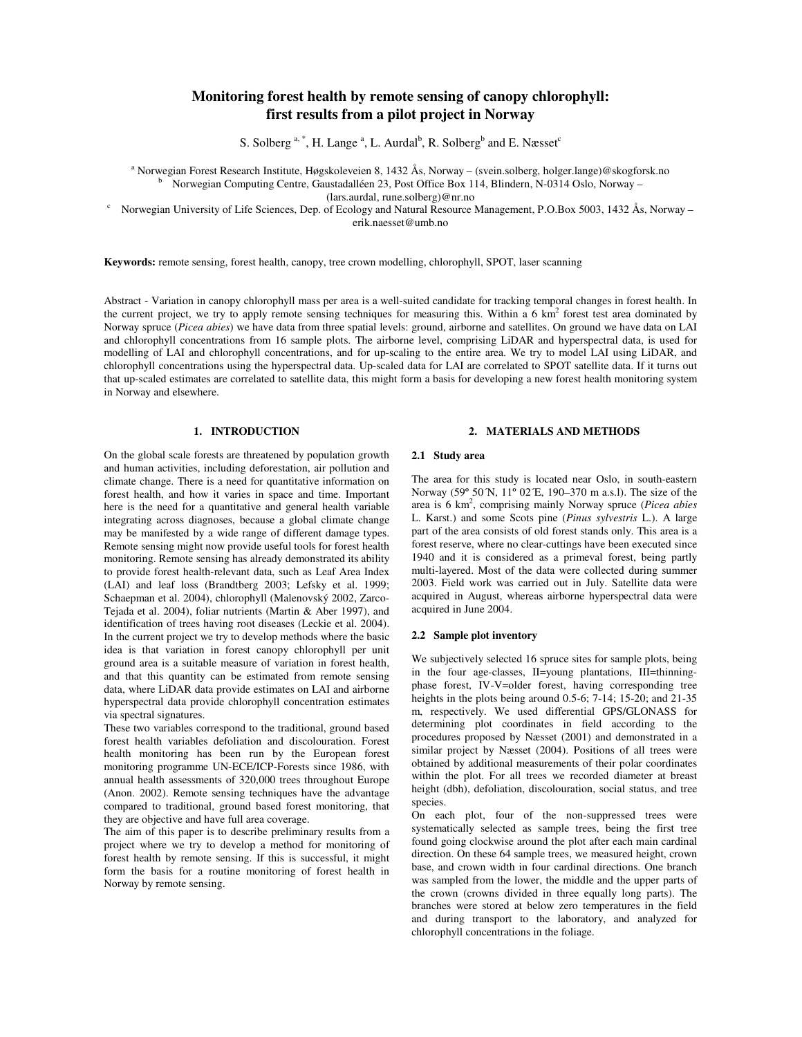# Monitoring forest health by remote sensing of canopy chlorophyll: first results from a pilot project in Norway

S. Solberg [a, *], H. Lange [a], L. Aurdal[b], R. Solberg[b] and E. Næsset[c]

[a] Norwegian Forest Research Institute, Høgskoleveien 8, 1432 Ås, Norway – (svein.solberg, holger.lange)@skogforsk.no

[b] Norwegian Computing Centre, Gaustadalléen 23, Post Office Box 114, Blindern, N-0314 Oslo, Norway – (lars.aurdal, rune.solberg)@nr.no

[c] Norwegian University of Life Sciences, Dep. of Ecology and Natural Resource Management, P.O.Box 5003, 1432 Ås, Norway – erik.naesset@umb.no

**Keywords:** remote sensing, forest health, canopy, tree crown modelling, chlorophyll, SPOT, laser scanning

Abstract - Variation in canopy chlorophyll mass per area is a well-suited candidate for tracking temporal changes in forest health. In the current project, we try to apply remote sensing techniques for measuring this. Within a 6 km$^2$ forest test area dominated by Norway spruce (*Picea abies*) we have data from three spatial levels: ground, airborne and satellites. On ground we have data on LAI and chlorophyll concentrations from 16 sample plots. The airborne level, comprising LiDAR and hyperspectral data, is used for modelling of LAI and chlorophyll concentrations, and for up-scaling to the entire area. We try to model LAI using LiDAR, and chlorophyll concentrations using the hyperspectral data. Up-scaled data for LAI are correlated to SPOT satellite data. If it turns out that up-scaled estimates are correlated to satellite data, this might form a basis for developing a new forest health monitoring system in Norway and elsewhere.

## 1. INTRODUCTION

On the global scale forests are threatened by population growth and human activities, including deforestation, air pollution and climate change. There is a need for quantitative information on forest health, and how it varies in space and time. Important here is the need for a quantitative and general health variable integrating across diagnoses, because a global climate change may be manifested by a wide range of different damage types. Remote sensing might now provide useful tools for forest health monitoring. Remote sensing has already demonstrated its ability to provide forest health-relevant data, such as Leaf Area Index (LAI) and leaf loss (Brandtberg 2003; Lefsky et al. 1999; Schaepman et al. 2004), chlorophyll (Malenovský 2002, Zarco-Tejada et al. 2004), foliar nutrients (Martin & Aber 1997), and identification of trees having root diseases (Leckie et al. 2004). In the current project we try to develop methods where the basic idea is that variation in forest canopy chlorophyll per unit ground area is a suitable measure of variation in forest health, and that this quantity can be estimated from remote sensing data, where LiDAR data provide estimates on LAI and airborne hyperspectral data provide chlorophyll concentration estimates via spectral signatures.

These two variables correspond to the traditional, ground based forest health variables defoliation and discolouration. Forest health monitoring has been run by the European forest monitoring programme UN-ECE/ICP-Forests since 1986, with annual health assessments of 320,000 trees throughout Europe (Anon. 2002). Remote sensing techniques have the advantage compared to traditional, ground based forest monitoring, that they are objective and have full area coverage.

The aim of this paper is to describe preliminary results from a project where we try to develop a method for monitoring of forest health by remote sensing. If this is successful, it might form the basis for a routine monitoring of forest health in Norway by remote sensing.

## 2. MATERIALS AND METHODS

### 2.1 Study area

The area for this study is located near Oslo, in south-eastern Norway (59º 50´N, 11º 02´E, 190–370 m a.s.l). The size of the area is 6 km$^2$, comprising mainly Norway spruce (*Picea abies* L. Karst.) and some Scots pine (*Pinus sylvestris* L.). A large part of the area consists of old forest stands only. This area is a forest reserve, where no clear-cuttings have been executed since 1940 and it is considered as a primeval forest, being partly multi-layered. Most of the data were collected during summer 2003. Field work was carried out in July. Satellite data were acquired in August, whereas airborne hyperspectral data were acquired in June 2004.

### 2.2 Sample plot inventory

We subjectively selected 16 spruce sites for sample plots, being in the four age-classes, II=young plantations, III=thinning-phase forest, IV-V=older forest, having corresponding tree heights in the plots being around 0.5-6; 7-14; 15-20; and 21-35 m, respectively. We used differential GPS/GLONASS for determining plot coordinates in field according to the procedures proposed by Næsset (2001) and demonstrated in a similar project by Næsset (2004). Positions of all trees were obtained by additional measurements of their polar coordinates within the plot. For all trees we recorded diameter at breast height (dbh), defoliation, discolouration, social status, and tree species.

On each plot, four of the non-suppressed trees were systematically selected as sample trees, being the first tree found going clockwise around the plot after each main cardinal direction. On these 64 sample trees, we measured height, crown base, and crown width in four cardinal directions. One branch was sampled from the lower, the middle and the upper parts of the crown (crowns divided in three equally long parts). The branches were stored at below zero temperatures in the field and during transport to the laboratory, and analyzed for chlorophyll concentrations in the foliage.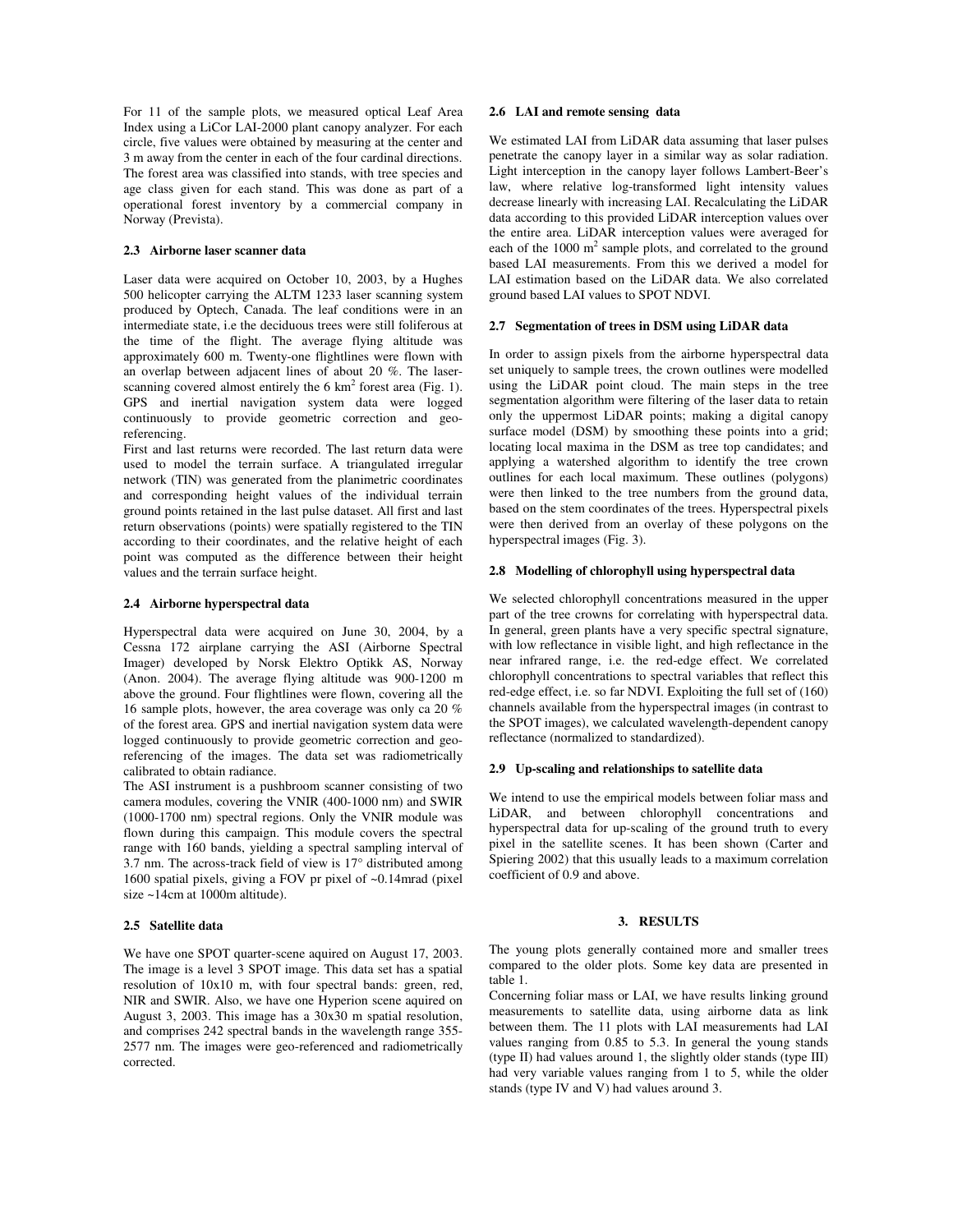For 11 of the sample plots, we measured optical Leaf Area Index using a LiCor LAI-2000 plant canopy analyzer. For each circle, five values were obtained by measuring at the center and 3 m away from the center in each of the four cardinal directions. The forest area was classified into stands, with tree species and age class given for each stand. This was done as part of a operational forest inventory by a commercial company in Norway (Prevista).

### 2.3 Airborne laser scanner data

Laser data were acquired on October 10, 2003, by a Hughes 500 helicopter carrying the ALTM 1233 laser scanning system produced by Optech, Canada. The leaf conditions were in an intermediate state, i.e the deciduous trees were still foliferous at the time of the flight. The average flying altitude was approximately 600 m. Twenty-one flightlines were flown with an overlap between adjacent lines of about 20 %. The laser-scanning covered almost entirely the 6 km$^2$ forest area (Fig. 1). GPS and inertial navigation system data were logged continuously to provide geometric correction and geo-referencing.

First and last returns were recorded. The last return data were used to model the terrain surface. A triangulated irregular network (TIN) was generated from the planimetric coordinates and corresponding height values of the individual terrain ground points retained in the last pulse dataset. All first and last return observations (points) were spatially registered to the TIN according to their coordinates, and the relative height of each point was computed as the difference between their height values and the terrain surface height.

### 2.4 Airborne hyperspectral data

Hyperspectral data were acquired on June 30, 2004, by a Cessna 172 airplane carrying the ASI (Airborne Spectral Imager) developed by Norsk Elektro Optikk AS, Norway (Anon. 2004). The average flying altitude was 900-1200 m above the ground. Four flightlines were flown, covering all the 16 sample plots, however, the area coverage was only ca 20 % of the forest area. GPS and inertial navigation system data were logged continuously to provide geometric correction and geo-referencing of the images. The data set was radiometrically calibrated to obtain radiance.

The ASI instrument is a pushbroom scanner consisting of two camera modules, covering the VNIR (400-1000 nm) and SWIR (1000-1700 nm) spectral regions. Only the VNIR module was flown during this campaign. This module covers the spectral range with 160 bands, yielding a spectral sampling interval of 3.7 nm. The across-track field of view is 17° distributed among 1600 spatial pixels, giving a FOV pr pixel of ~0.14mrad (pixel size ~14cm at 1000m altitude).

### 2.5 Satellite data

We have one SPOT quarter-scene aquired on August 17, 2003. The image is a level 3 SPOT image. This data set has a spatial resolution of 10x10 m, with four spectral bands: green, red, NIR and SWIR. Also, we have one Hyperion scene aquired on August 3, 2003. This image has a 30x30 m spatial resolution, and comprises 242 spectral bands in the wavelength range 355-2577 nm. The images were geo-referenced and radiometrically corrected.

### 2.6 LAI and remote sensing data

We estimated LAI from LiDAR data assuming that laser pulses penetrate the canopy layer in a similar way as solar radiation. Light interception in the canopy layer follows Lambert-Beer's law, where relative log-transformed light intensity values decrease linearly with increasing LAI. Recalculating the LiDAR data according to this provided LiDAR interception values over the entire area. LiDAR interception values were averaged for each of the 1000 m$^2$ sample plots, and correlated to the ground based LAI measurements. From this we derived a model for LAI estimation based on the LiDAR data. We also correlated ground based LAI values to SPOT NDVI.

### 2.7 Segmentation of trees in DSM using LiDAR data

In order to assign pixels from the airborne hyperspectral data set uniquely to sample trees, the crown outlines were modelled using the LiDAR point cloud. The main steps in the tree segmentation algorithm were filtering of the laser data to retain only the uppermost LiDAR points; making a digital canopy surface model (DSM) by smoothing these points into a grid; locating local maxima in the DSM as tree top candidates; and applying a watershed algorithm to identify the tree crown outlines for each local maximum. These outlines (polygons) were then linked to the tree numbers from the ground data, based on the stem coordinates of the trees. Hyperspectral pixels were then derived from an overlay of these polygons on the hyperspectral images (Fig. 3).

### 2.8 Modelling of chlorophyll using hyperspectral data

We selected chlorophyll concentrations measured in the upper part of the tree crowns for correlating with hyperspectral data. In general, green plants have a very specific spectral signature, with low reflectance in visible light, and high reflectance in the near infrared range, i.e. the red-edge effect. We correlated chlorophyll concentrations to spectral variables that reflect this red-edge effect, i.e. so far NDVI. Exploiting the full set of (160) channels available from the hyperspectral images (in contrast to the SPOT images), we calculated wavelength-dependent canopy reflectance (normalized to standardized).

### 2.9 Up-scaling and relationships to satellite data

We intend to use the empirical models between foliar mass and LiDAR, and between chlorophyll concentrations and hyperspectral data for up-scaling of the ground truth to every pixel in the satellite scenes. It has been shown (Carter and Spiering 2002) that this usually leads to a maximum correlation coefficient of 0.9 and above.

## 3. RESULTS

The young plots generally contained more and smaller trees compared to the older plots. Some key data are presented in table 1.

Concerning foliar mass or LAI, we have results linking ground measurements to satellite data, using airborne data as link between them. The 11 plots with LAI measurements had LAI values ranging from 0.85 to 5.3. In general the young stands (type II) had values around 1, the slightly older stands (type III) had very variable values ranging from 1 to 5, while the older stands (type IV and V) had values around 3.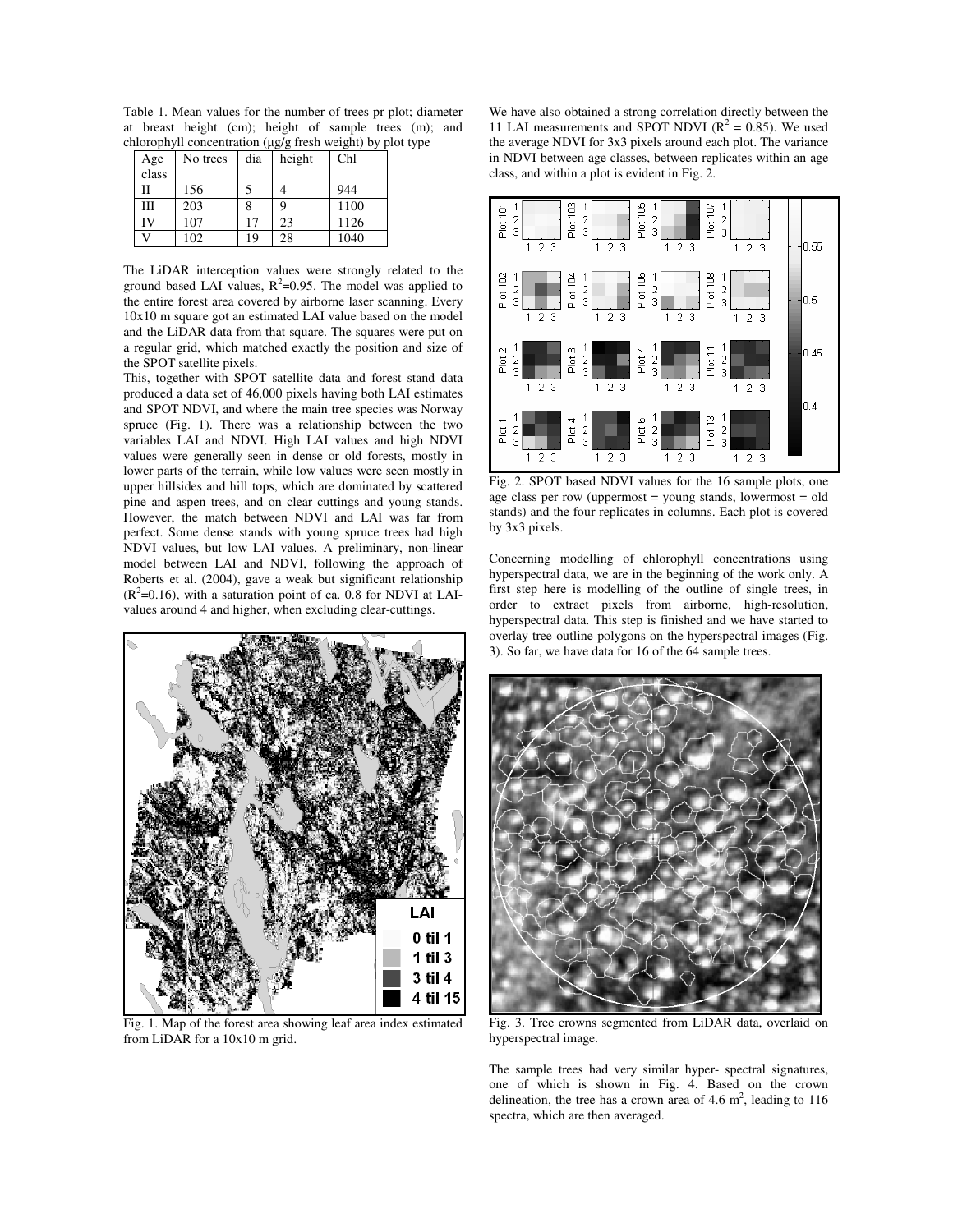Table 1. Mean values for the number of trees pr plot; diameter at breast height (cm); height of sample trees (m); and chlorophyll concentration (µg/g fresh weight) by plot type

| Age class | No trees | dia | height | Chl |
|---|---|---|---|---|
| II | 156 | 5 | 4 | 944 |
| III | 203 | 8 | 9 | 1100 |
| IV | 107 | 17 | 23 | 1126 |
| V | 102 | 19 | 28 | 1040 |

The LiDAR interception values were strongly related to the ground based LAI values, $R^2$=0.95. The model was applied to the entire forest area covered by airborne laser scanning. Every 10x10 m square got an estimated LAI value based on the model and the LiDAR data from that square. The squares were put on a regular grid, which matched exactly the position and size of the SPOT satellite pixels.

This, together with SPOT satellite data and forest stand data produced a data set of 46,000 pixels having both LAI estimates and SPOT NDVI, and where the main tree species was Norway spruce (Fig. 1). There was a relationship between the two variables LAI and NDVI. High LAI values and high NDVI values were generally seen in dense or old forests, mostly in lower parts of the terrain, while low values were seen mostly in upper hillsides and hill tops, which are dominated by scattered pine and aspen trees, and on clear cuttings and young stands. However, the match between NDVI and LAI was far from perfect. Some dense stands with young spruce trees had high NDVI values, but low LAI values. A preliminary, non-linear model between LAI and NDVI, following the approach of Roberts et al. (2004), gave a weak but significant relationship ($R^2$=0.16), with a saturation point of ca. 0.8 for NDVI at LAI-values around 4 and higher, when excluding clear-cuttings.

LAI
0 til 1
1 til 3
3 til 4
4 til 15

Fig. 1. Map of the forest area showing leaf area index estimated from LiDAR for a 10x10 m grid.

We have also obtained a strong correlation directly between the 11 LAI measurements and SPOT NDVI ($R^2$ = 0.85). We used the average NDVI for 3x3 pixels around each plot. The variance in NDVI between age classes, between replicates within an age class, and within a plot is evident in Fig. 2.

Plot 101, Plot 103, Plot 105, Plot 107, Plot 102, Plot 104, Plot 106, Plot 108, Plot 2, Plot 3, Plot 7, Plot 11, Plot 1, Plot 4, Plot 6, Plot 13
1 2 3
0.55
0.5
0.45
0.4

Fig. 2. SPOT based NDVI values for the 16 sample plots, one age class per row (uppermost = young stands, lowermost = old stands) and the four replicates in columns. Each plot is covered by 3x3 pixels.

Concerning modelling of chlorophyll concentrations using hyperspectral data, we are in the beginning of the work only. A first step here is modelling of the outline of single trees, in order to extract pixels from airborne, high-resolution, hyperspectral data. This step is finished and we have started to overlay tree outline polygons on the hyperspectral images (Fig. 3). So far, we have data for 16 of the 64 sample trees.

Fig. 3. Tree crowns segmented from LiDAR data, overlaid on hyperspectral image.

The sample trees had very similar hyper- spectral signatures, one of which is shown in Fig. 4. Based on the crown delineation, the tree has a crown area of 4.6 $m^2$, leading to 116 spectra, which are then averaged.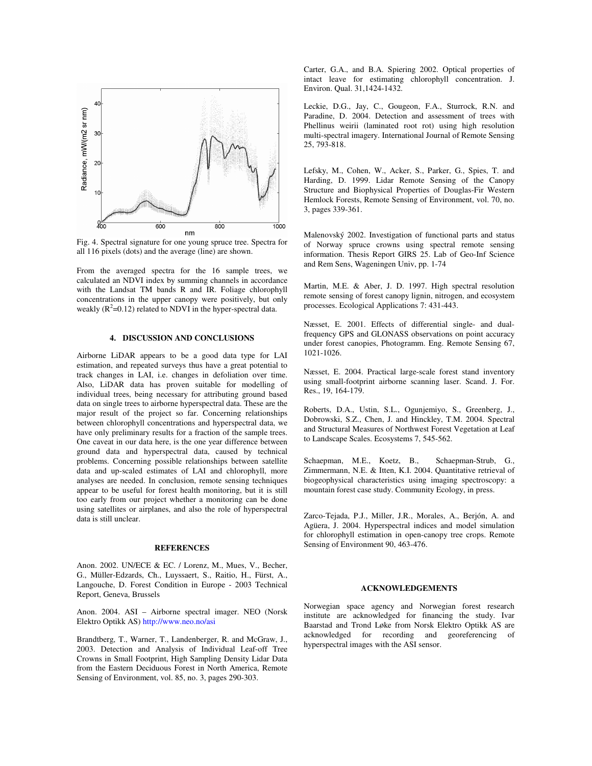Radiance, mW/(m2 sr nm)

40

30

20

10

0

400

600

800

1000

nm

Fig. 4. Spectral signature for one young spruce tree. Spectra for all 116 pixels (dots) and the average (line) are shown.

From the averaged spectra for the 16 sample trees, we calculated an NDVI index by summing channels in accordance with the Landsat TM bands R and IR. Foliage chlorophyll concentrations in the upper canopy were positively, but only weakly ($R^2$=0.12) related to NDVI in the hyper-spectral data.

## 4. DISCUSSION AND CONCLUSIONS

Airborne LiDAR appears to be a good data type for LAI estimation, and repeated surveys thus have a great potential to track changes in LAI, i.e. changes in defoliation over time. Also, LiDAR data has proven suitable for modelling of individual trees, being necessary for attributing ground based data on single trees to airborne hyperspectral data. These are the major result of the project so far. Concerning relationships between chlorophyll concentrations and hyperspectral data, we have only preliminary results for a fraction of the sample trees. One caveat in our data here, is the one year difference between ground data and hyperspectral data, caused by technical problems. Concerning possible relationships between satellite data and up-scaled estimates of LAI and chlorophyll, more analyses are needed. In conclusion, remote sensing techniques appear to be useful for forest health monitoring, but it is still too early from our project whether a monitoring can be done using satellites or airplanes, and also the role of hyperspectral data is still unclear.

## REFERENCES

Anon. 2002. UN/ECE & EC. / Lorenz, M., Mues, V., Becher, G., Müller-Edzards, Ch., Luyssaert, S., Raitio, H., Fürst, A., Langouche, D. Forest Condition in Europe - 2003 Technical Report, Geneva, Brussels

Anon. 2004. ASI – Airborne spectral imager. NEO (Norsk Elektro Optikk AS) http://www.neo.no/asi

Brandtberg, T., Warner, T., Landenberger, R. and McGraw, J., 2003. Detection and Analysis of Individual Leaf-off Tree Crowns in Small Footprint, High Sampling Density Lidar Data from the Eastern Deciduous Forest in North America, Remote Sensing of Environment, vol. 85, no. 3, pages 290-303.

Carter, G.A., and B.A. Spiering 2002. Optical properties of intact leave for estimating chlorophyll concentration. J. Environ. Qual. 31,1424-1432.

Leckie, D.G., Jay, C., Gougeon, F.A., Sturrock, R.N. and Paradine, D. 2004. Detection and assessment of trees with Phellinus weirii (laminated root rot) using high resolution multi-spectral imagery. International Journal of Remote Sensing 25, 793-818.

Lefsky, M., Cohen, W., Acker, S., Parker, G., Spies, T. and Harding, D. 1999. Lidar Remote Sensing of the Canopy Structure and Biophysical Properties of Douglas-Fir Western Hemlock Forests, Remote Sensing of Environment, vol. 70, no. 3, pages 339-361.

Malenovský 2002. Investigation of functional parts and status of Norway spruce crowns using spectral remote sensing information. Thesis Report GIRS 25. Lab of Geo-Inf Science and Rem Sens, Wageningen Univ, pp. 1-74

Martin, M.E. & Aber, J. D. 1997. High spectral resolution remote sensing of forest canopy lignin, nitrogen, and ecosystem processes. Ecological Applications 7: 431-443.

Næsset, E. 2001. Effects of differential single- and dual-frequency GPS and GLONASS observations on point accuracy under forest canopies, Photogramm. Eng. Remote Sensing 67, 1021-1026.

Næsset, E. 2004. Practical large-scale forest stand inventory using small-footprint airborne scanning laser. Scand. J. For. Res., 19, 164-179.

Roberts, D.A., Ustin, S.L., Ogunjemiyo, S., Greenberg, J., Dobrowski, S.Z., Chen, J. and Hinckley, T.M. 2004. Spectral and Structural Measures of Northwest Forest Vegetation at Leaf to Landscape Scales. Ecosystems 7, 545-562.

Schaepman, M.E., Koetz, B., Schaepman-Strub, G., Zimmermann, N.E. & Itten, K.I. 2004. Quantitative retrieval of biogeophysical characteristics using imaging spectroscopy: a mountain forest case study. Community Ecology, in press.

Zarco-Tejada, P.J., Miller, J.R., Morales, A., Berjón, A. and Agüera, J. 2004. Hyperspectral indices and model simulation for chlorophyll estimation in open-canopy tree crops. Remote Sensing of Environment 90, 463-476.

## ACKNOWLEDGEMENTS

Norwegian space agency and Norwegian forest research institute are acknowledged for financing the study. Ivar Baarstad and Trond Løke from Norsk Elektro Optikk AS are acknowledged for recording and georeferencing of hyperspectral images with the ASI sensor.